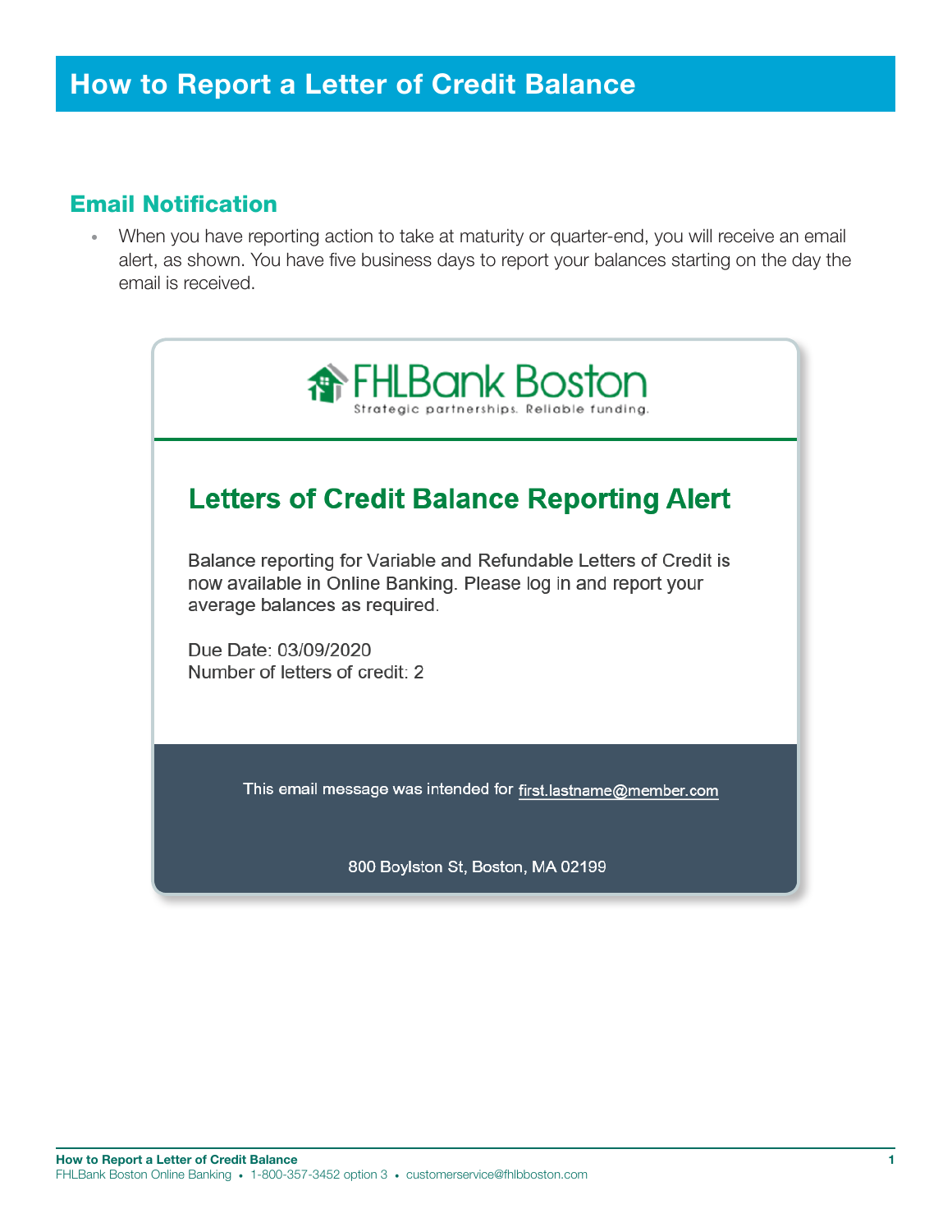# How to Report a Letter of Credit Balance

## Email Notification

- When you have reporting action to take at maturity or quarter-end, you will receive an email alert, as shown. You have five business days to report your balances starting on the day the email is received.

FHLBank Boston

Strategic partnerships. Reliable funding.

### Letters of Credit Balance Reporting Alert

Balance reporting for Variable and Refundable Letters of Credit is now available in Online Banking. Please log in and report your average balances as required.

Due Date: 03/09/2020
Number of letters of credit: 2

This email message was intended for first.lastname@member.com

800 Boylston St, Boston, MA 02199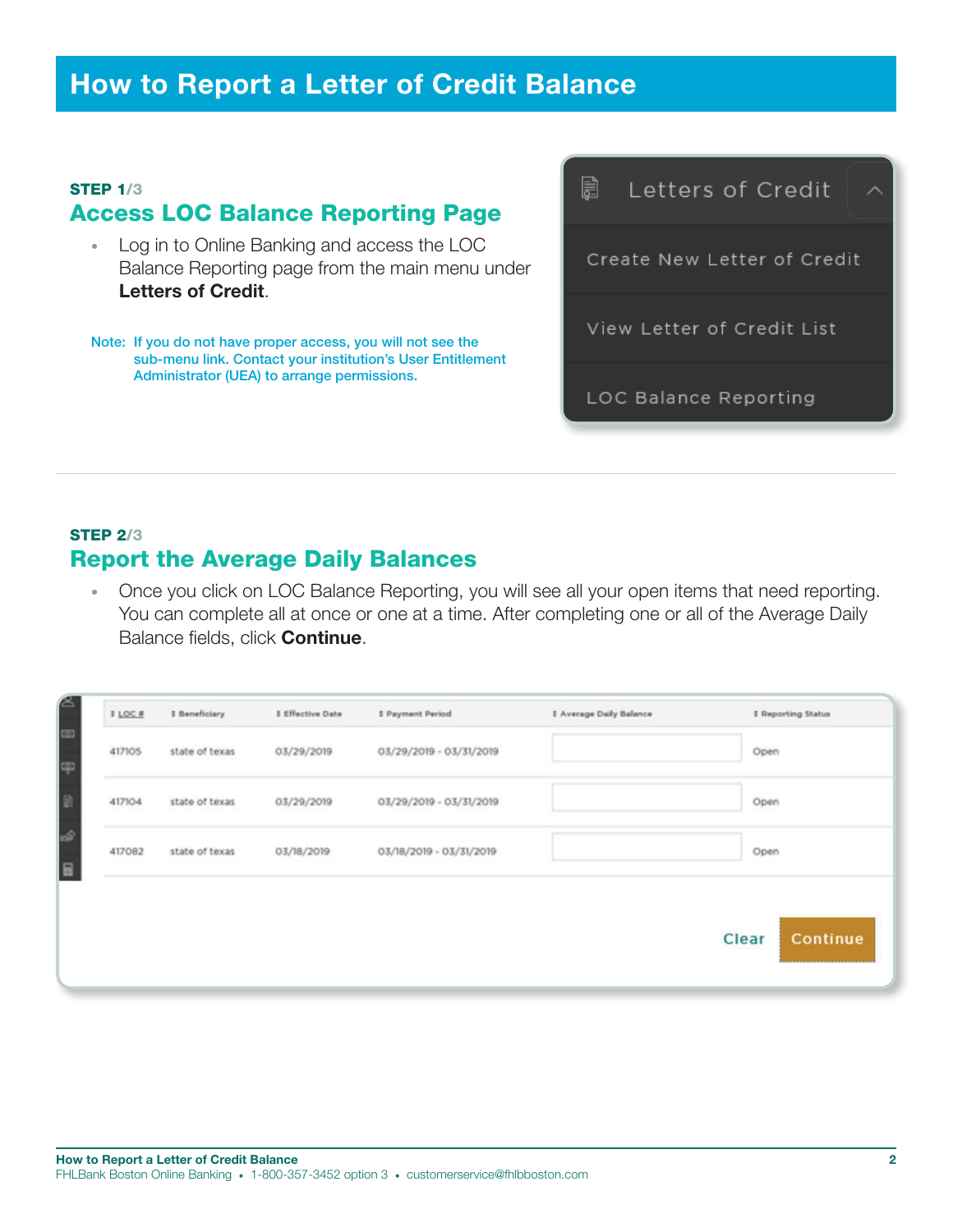# How to Report a Letter of Credit Balance

**STEP 1/3**

## Access LOC Balance Reporting Page

- Log in to Online Banking and access the LOC Balance Reporting page from the main menu under **Letters of Credit**.

Note: If you do not have proper access, you will not see the sub-menu link. Contact your institution's User Entitlement Administrator (UEA) to arrange permissions.

Letters of Credit

- Create New Letter of Credit
- View Letter of Credit List
- LOC Balance Reporting

**STEP 2/3**

## Report the Average Daily Balances

- Once you click on LOC Balance Reporting, you will see all your open items that need reporting. You can complete all at once or one at a time. After completing one or all of the Average Daily Balance fields, click **Continue**.

| LOC # | Beneficiary | Effective Date | Payment Period | Average Daily Balance | Reporting Status |
|---|---|---|---|---|---|
| 417105 | state of texas | 03/29/2019 | 03/29/2019 - 03/31/2019 | | Open |
| 417104 | state of texas | 03/29/2019 | 03/29/2019 - 03/31/2019 | | Open |
| 417082 | state of texas | 03/18/2019 | 03/18/2019 - 03/31/2019 | | Open |

Clear Continue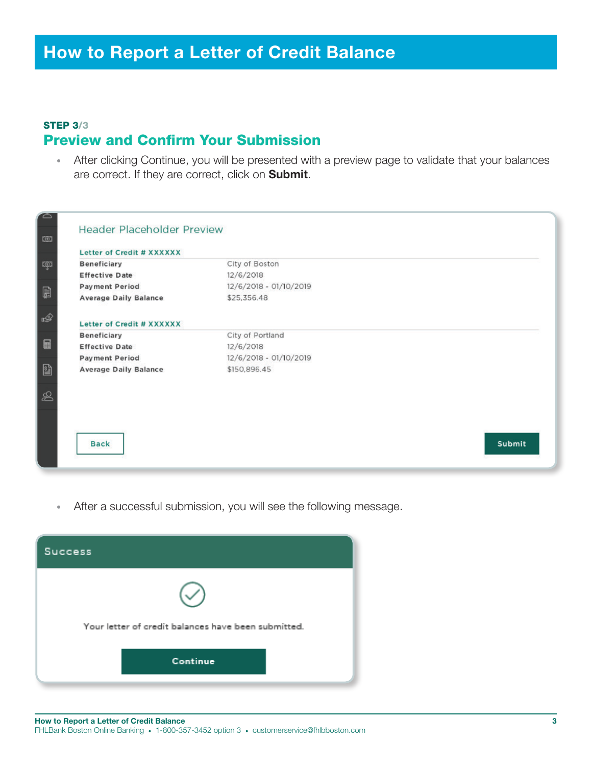# How to Report a Letter of Credit Balance

**STEP 3/3**

## Preview and Confirm Your Submission

- After clicking Continue, you will be presented with a preview page to validate that your balances are correct. If they are correct, click on **Submit**.

Header Placeholder Preview

**Letter of Credit # XXXXXX**

| | |
|---|---|
| **Beneficiary** | City of Boston |
| **Effective Date** | 12/6/2018 |
| **Payment Period** | 12/6/2018 - 01/10/2019 |
| **Average Daily Balance** | $25,356.48 |

**Letter of Credit # XXXXXX**

| | |
|---|---|
| **Beneficiary** | City of Portland |
| **Effective Date** | 12/6/2018 |
| **Payment Period** | 12/6/2018 - 01/10/2019 |
| **Average Daily Balance** | $150,896.45 |

Back | Submit

- After a successful submission, you will see the following message.

Success

Your letter of credit balances have been submitted.

Continue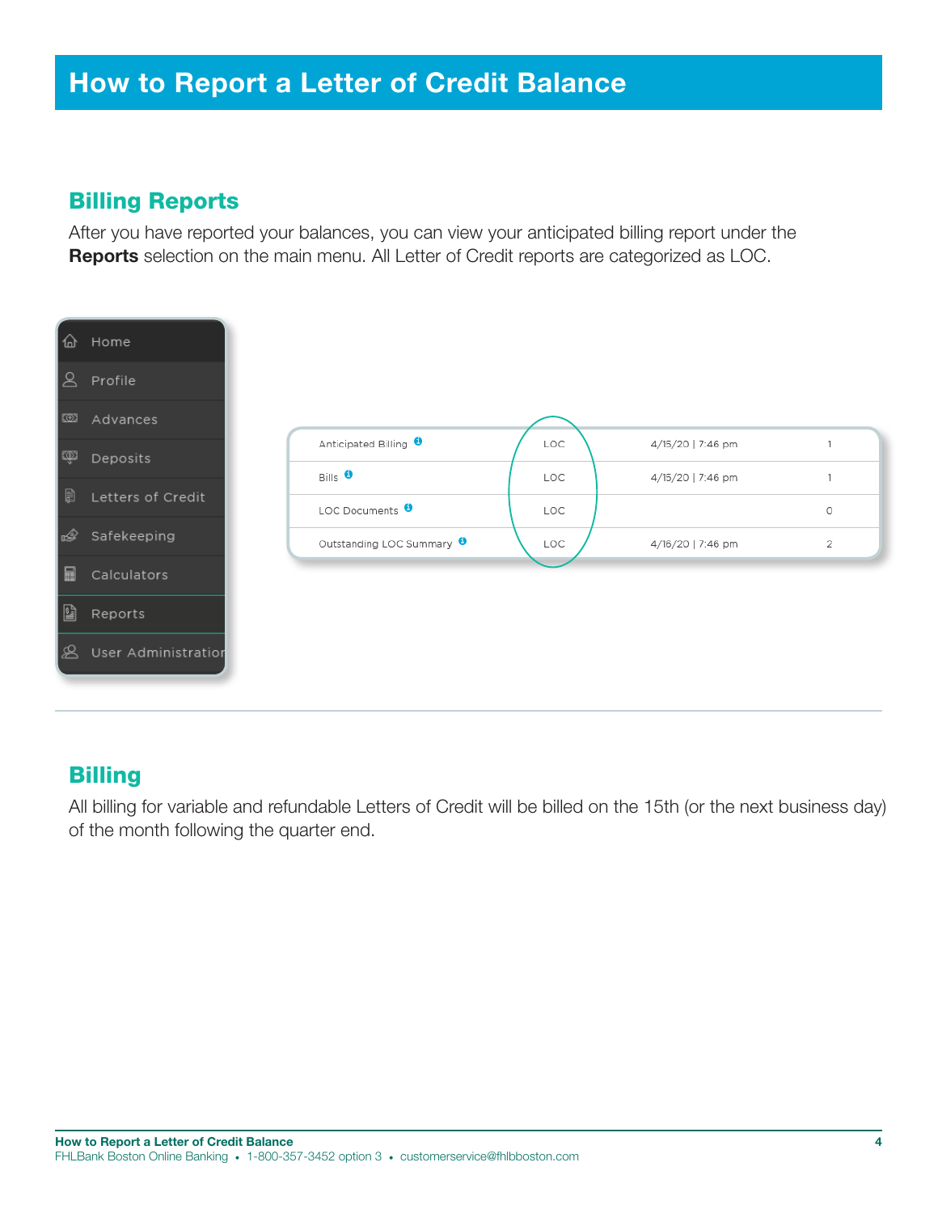# How to Report a Letter of Credit Balance

## Billing Reports

After you have reported your balances, you can view your anticipated billing report under the **Reports** selection on the main menu. All Letter of Credit reports are categorized as LOC.

Home
Profile
Advances
Deposits
Letters of Credit
Safekeeping
Calculators
Reports
User Administration

| | | | |
|---|---|---|---|
| Anticipated Billing | LOC | 4/15/20 \| 7:46 pm | 1 |
| Bills | LOC | 4/15/20 \| 7:46 pm | 1 |
| LOC Documents | LOC | | 0 |
| Outstanding LOC Summary | LOC | 4/16/20 \| 7:46 pm | 2 |

## Billing

All billing for variable and refundable Letters of Credit will be billed on the 15th (or the next business day) of the month following the quarter end.